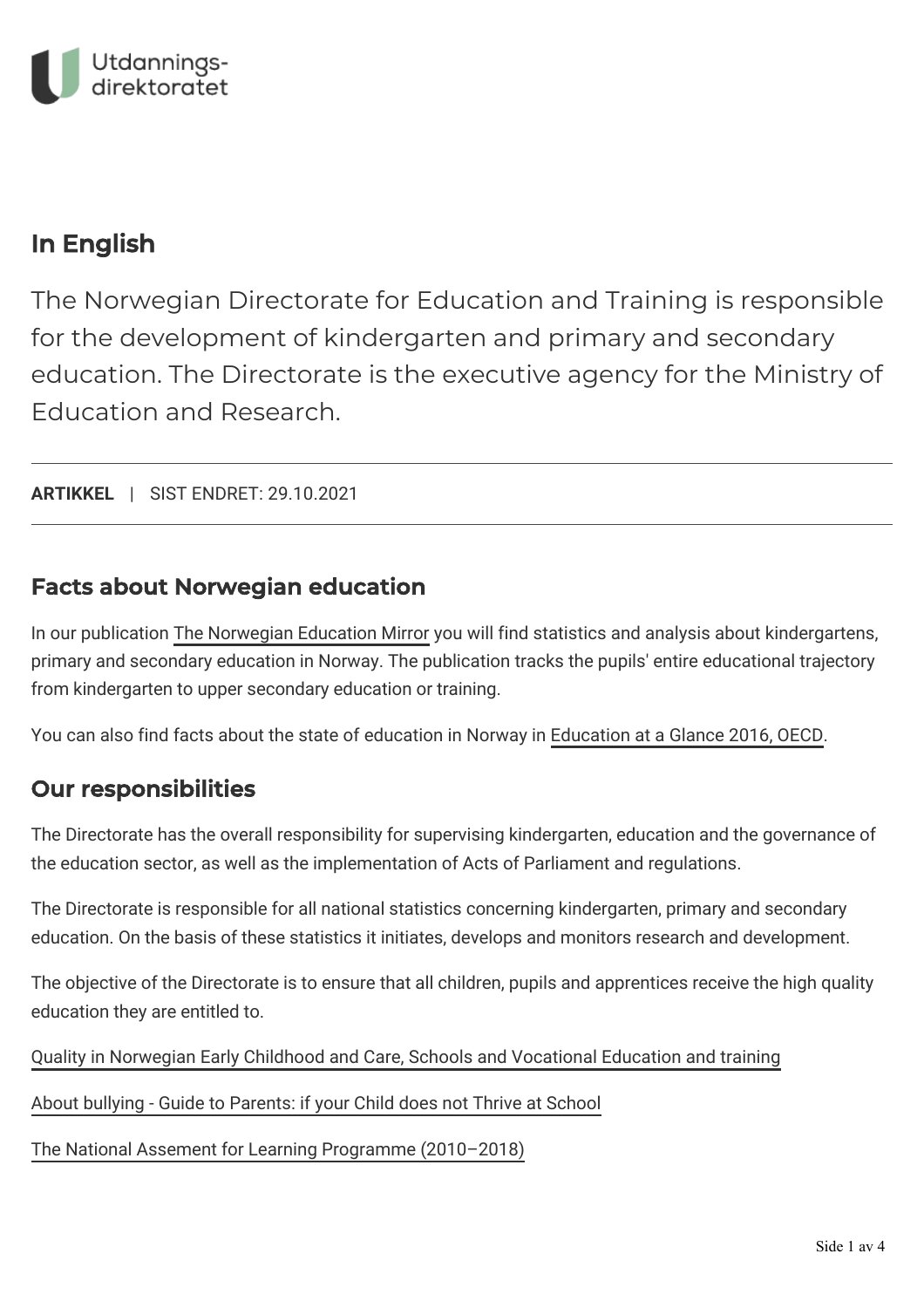Utdannings-
direktoratet

# In English

The Norwegian Directorate for Education and Training is responsible for the development of kindergarten and primary and secondary education. The Directorate is the executive agency for the Ministry of Education and Research.

**ARTIKKEL** | SIST ENDRET: 29.10.2021

## Facts about Norwegian education

In our publication The Norwegian Education Mirror you will find statistics and analysis about kindergartens, primary and secondary education in Norway. The publication tracks the pupils' entire educational trajectory from kindergarten to upper secondary education or training.

You can also find facts about the state of education in Norway in Education at a Glance 2016, OECD.

## Our responsibilities

The Directorate has the overall responsibility for supervising kindergarten, education and the governance of the education sector, as well as the implementation of Acts of Parliament and regulations.

The Directorate is responsible for all national statistics concerning kindergarten, primary and secondary education. On the basis of these statistics it initiates, develops and monitors research and development.

The objective of the Directorate is to ensure that all children, pupils and apprentices receive the high quality education they are entitled to.

Quality in Norwegian Early Childhood and Care, Schools and Vocational Education and training

About bullying - Guide to Parents: if your Child does not Thrive at School

The National Assement for Learning Programme (2010–2018)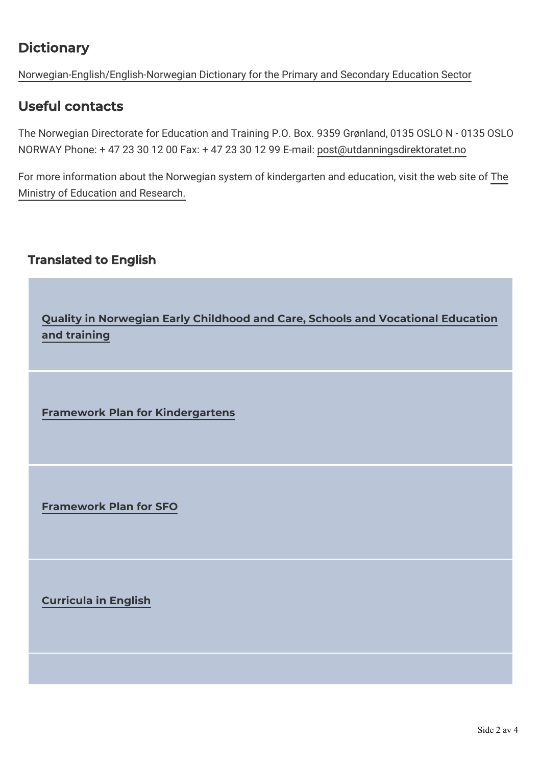## Dictionary

Norwegian-English/English-Norwegian Dictionary for the Primary and Secondary Education Sector

## Useful contacts

The Norwegian Directorate for Education and Training P.O. Box. 9359 Grønland, 0135 OSLO N - 0135 OSLO NORWAY Phone: + 47 23 30 12 00 Fax: + 47 23 30 12 99 E-mail: post@utdanningsdirektoratet.no

For more information about the Norwegian system of kindergarten and education, visit the web site of The Ministry of Education and Research.

### Translated to English

**Quality in Norwegian Early Childhood and Care, Schools and Vocational Education and training**

**Framework Plan for Kindergartens**

**Framework Plan for SFO**

**Curricula in English**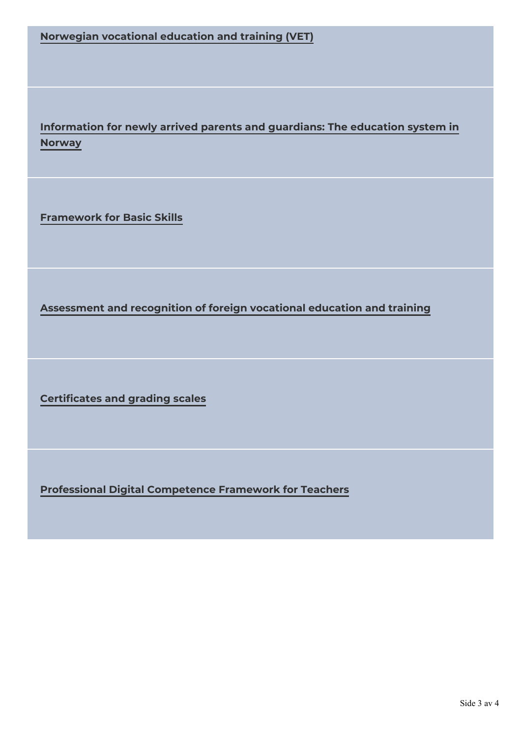**Norwegian vocational education and training (VET)**

**Information for newly arrived parents and guardians: The education system in Norway**

**Framework for Basic Skills**

**Assessment and recognition of foreign vocational education and training**

**Certificates and grading scales**

**Professional Digital Competence Framework for Teachers**